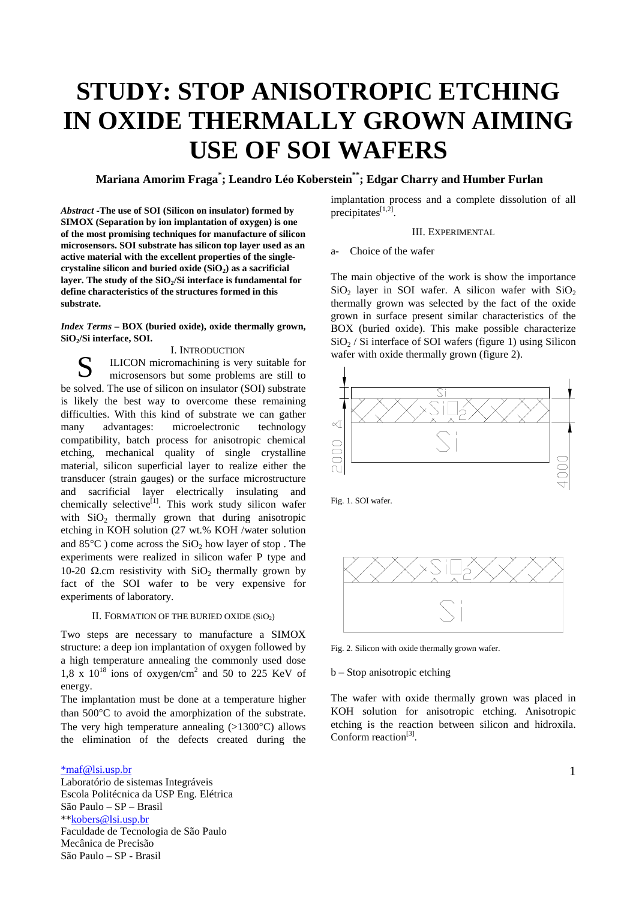# STUDY: STOP ANISOTROPIC ETCHING IN OXIDE THERMALLY GROWN AIMING USE OF SOI WAFERS

**Mariana Amorim Fraga*; Leandro Léo Koberstein**; Edgar Charry and Humber Furlan**

***Abstract* -The use of SOI (Silicon on insulator) formed by SIMOX (Separation by ion implantation of oxygen) is one of the most promising techniques for manufacture of silicon microsensors. SOI substrate has silicon top layer used as an active material with the excellent properties of the single-crystaline silicon and buried oxide ($SiO_2$) as a sacrificial layer. The study of the $SiO_2$/Si interface is fundamental for define characteristics of the structures formed in this substrate.**

***Index Terms* – BOX (buried oxide), oxide thermally grown, $SiO_2$/Si interface, SOI.**

## I. Introduction

SILICON micromachining is very suitable for microsensors but some problems are still to be solved. The use of silicon on insulator (SOI) substrate is likely the best way to overcome these remaining difficulties. With this kind of substrate we can gather many advantages: microelectronic technology compatibility, batch process for anisotropic chemical etching, mechanical quality of single crystalline material, silicon superficial layer to realize either the transducer (strain gauges) or the surface microstructure and sacrificial layer electrically insulating and chemically selective[1]. This work study silicon wafer with $SiO_2$ thermally grown that during anisotropic etching in KOH solution (27 wt.% KOH /water solution and 85°C ) come across the $SiO_2$ how layer of stop . The experiments were realized in silicon wafer P type and 10-20 Ω.cm resistivity with $SiO_2$ thermally grown by fact of the SOI wafer to be very expensive for experiments of laboratory.

## II. Formation of the Buried Oxide ($SiO_2$)

Two steps are necessary to manufacture a SIMOX structure: a deep ion implantation of oxygen followed by a high temperature annealing the commonly used dose $1{,}8 \times 10^{18}$ ions of oxygen/cm$^2$ and 50 to 225 KeV of energy.

The implantation must be done at a temperature higher than 500°C to avoid the amorphization of the substrate. The very high temperature annealing (>1300°C) allows the elimination of the defects created during the implantation process and a complete dissolution of all precipitates[1,2].

## III. Experimental

a- Choice of the wafer

The main objective of the work is show the importance $SiO_2$ layer in SOI wafer. A silicon wafer with $SiO_2$ thermally grown was selected by the fact of the oxide grown in surface present similar characteristics of the BOX (buried oxide). This make possible characterize $SiO_2$ / Si interface of SOI wafers (figure 1) using Silicon wafer with oxide thermally grown (figure 2).

Fig. 1. SOI wafer.

Fig. 2. Silicon with oxide thermally grown wafer.

b – Stop anisotropic etching

The wafer with oxide thermally grown was placed in KOH solution for anisotropic etching. Anisotropic etching is the reaction between silicon and hidroxila. Conform reaction[3].

\*maf@lsi.usp.br
Laboratório de sistemas Integráveis
Escola Politécnica da USP Eng. Elétrica
São Paulo – SP – Brasil
\*\*kobers@lsi.usp.br
Faculdade de Tecnologia de São Paulo
Mecânica de Precisão
São Paulo – SP - Brasil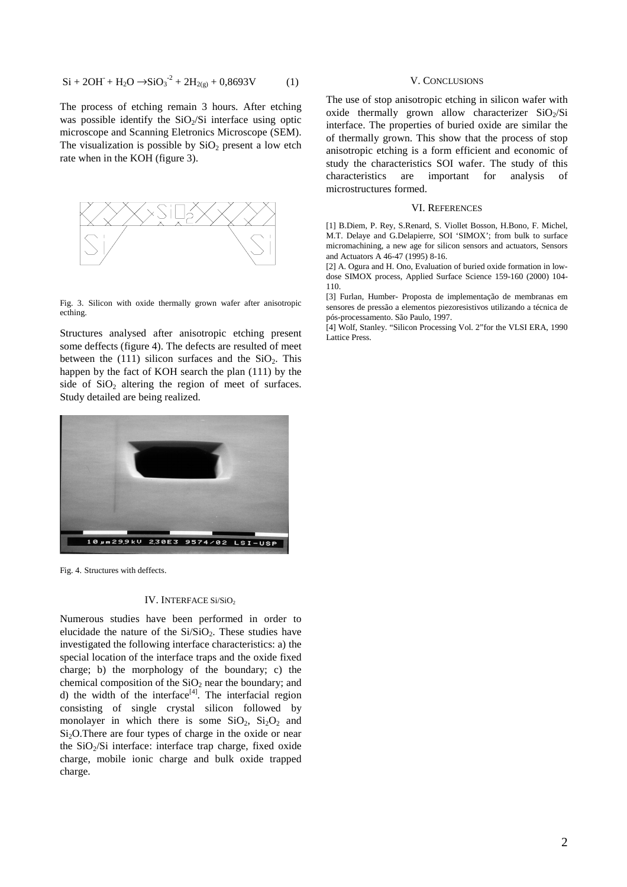$$Si + 2OH^{-} + H_2O \rightarrow SiO_3^{-2} + 2H_{2(g)} + 0,8693V \qquad (1)$$

The process of etching remain 3 hours. After etching was possible identify the $SiO_2$/Si interface using optic microscope and Scanning Eletronics Microscope (SEM). The visualization is possible by $SiO_2$ present a low etch rate when in the KOH (figure 3).

Fig. 3. Silicon with oxide thermally grown wafer after anisotropic ecthing.

Structures analysed after anisotropic etching present some deffects (figure 4). The defects are resulted of meet between the (111) silicon surfaces and the $SiO_2$. This happen by the fact of KOH search the plan (111) by the side of $SiO_2$ altering the region of meet of surfaces. Study detailed are being realized.

Fig. 4. Structures with deffects.

## IV. Interface Si/$SiO_2$

Numerous studies have been performed in order to elucidade the nature of the Si/$SiO_2$. These studies have investigated the following interface characteristics: a) the special location of the interface traps and the oxide fixed charge; b) the morphology of the boundary; c) the chemical composition of the $SiO_2$ near the boundary; and d) the width of the interface[4]. The interfacial region consisting of single crystal silicon followed by monolayer in which there is some $SiO_2$, $Si_2O_2$ and $Si_2O$.There are four types of charge in the oxide or near the $SiO_2$/Si interface: interface trap charge, fixed oxide charge, mobile ionic charge and bulk oxide trapped charge.

## V. Conclusions

The use of stop anisotropic etching in silicon wafer with oxide thermally grown allow characterizer $SiO_2$/Si interface. The properties of buried oxide are similar the of thermally grown. This show that the process of stop anisotropic etching is a form efficient and economic of study the characteristics SOI wafer. The study of this characteristics are important for analysis of microstructures formed.

## VI. References

[1] B.Diem, P. Rey, S.Renard, S. Viollet Bosson, H.Bono, F. Michel, M.T. Delaye and G.Delapierre, SOI 'SIMOX'; from bulk to surface micromachining, a new age for silicon sensors and actuators, Sensors and Actuators A 46-47 (1995) 8-16.

[2] A. Ogura and H. Ono, Evaluation of buried oxide formation in low-dose SIMOX process, Applied Surface Science 159-160 (2000) 104-110.

[3] Furlan, Humber- Proposta de implementação de membranas em sensores de pressão a elementos piezoresistivos utilizando a técnica de pós-processamento. São Paulo, 1997.

[4] Wolf, Stanley. "Silicon Processing Vol. 2"for the VLSI ERA, 1990 Lattice Press.